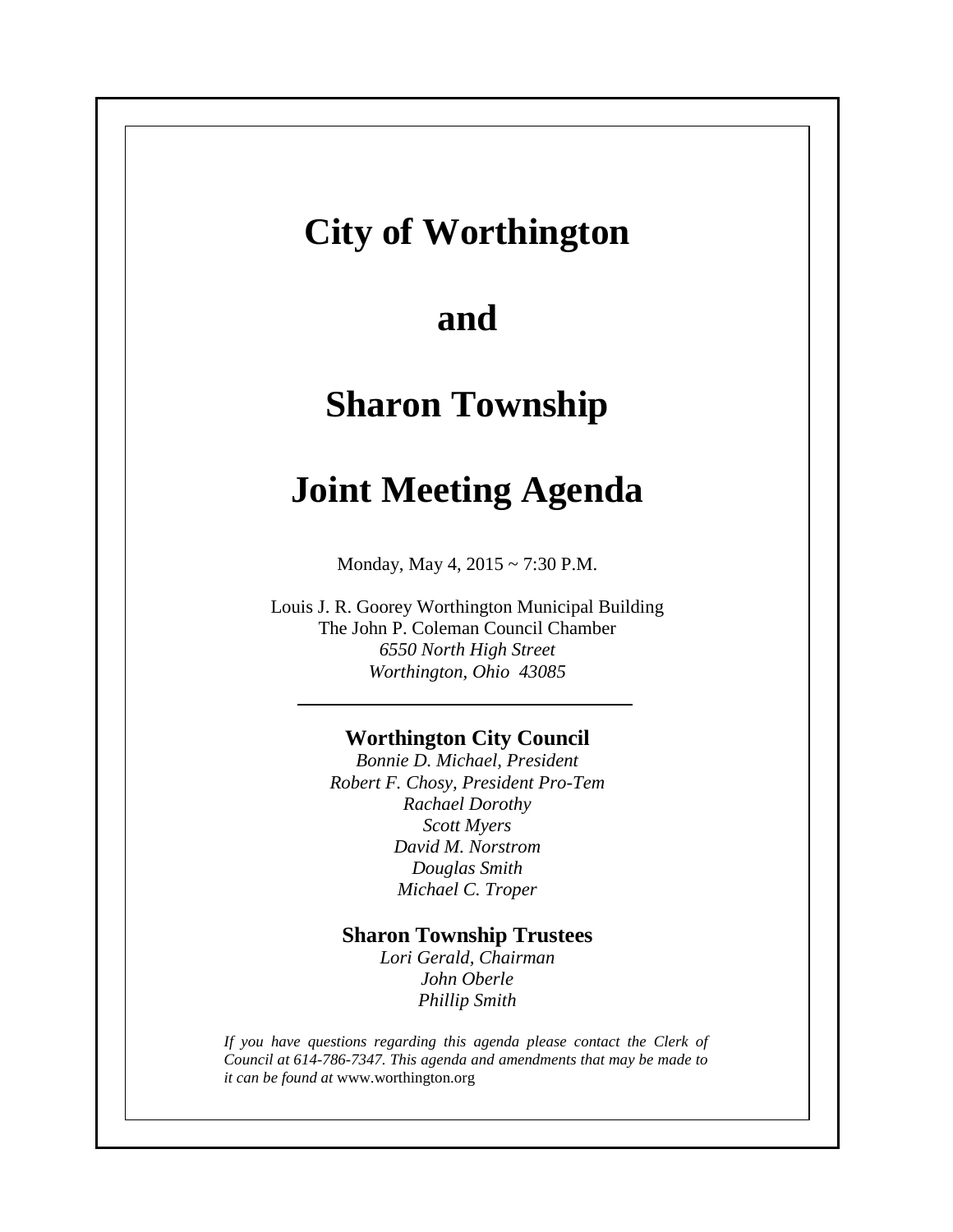# City of Worthington

# and

# Sharon Township

# Joint Meeting Agenda

Monday, May 4, 2015 ~ 7:30 P.M.

Louis J. R. Goorey Worthington Municipal Building
The John P. Coleman Council Chamber
*6550 North High Street*
*Worthington, Ohio 43085*

---

**Worthington City Council**

*Bonnie D. Michael, President*
*Robert F. Chosy, President Pro-Tem*
*Rachael Dorothy*
*Scott Myers*
*David M. Norstrom*
*Douglas Smith*
*Michael C. Troper*

**Sharon Township Trustees**

*Lori Gerald, Chairman*
*John Oberle*
*Phillip Smith*

*If you have questions regarding this agenda please contact the Clerk of Council at 614-786-7347. This agenda and amendments that may be made to it can be found at* www.worthington.org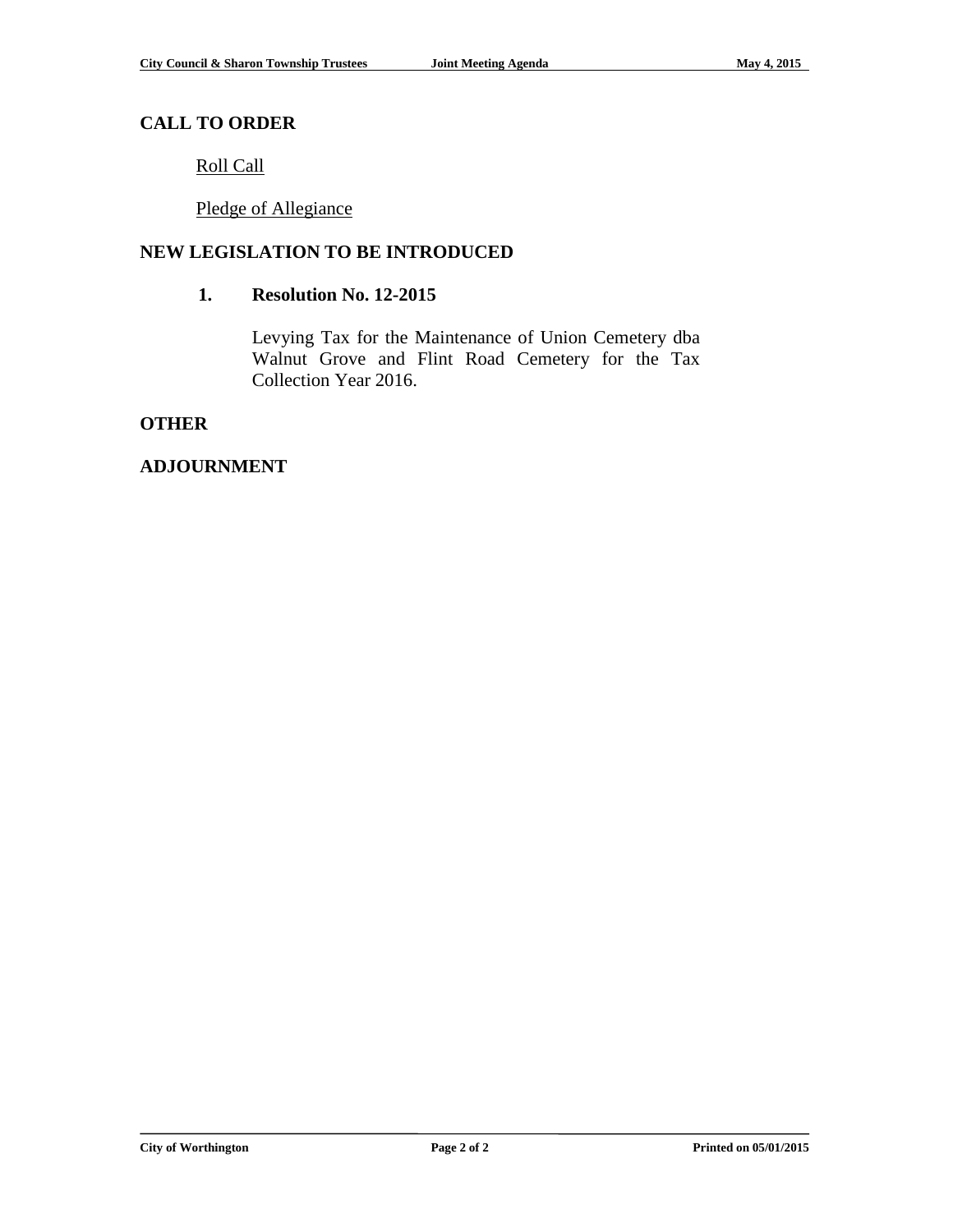## CALL TO ORDER

Roll Call

Pledge of Allegiance

## NEW LEGISLATION TO BE INTRODUCED

**1. Resolution No. 12-2015**

Levying Tax for the Maintenance of Union Cemetery dba Walnut Grove and Flint Road Cemetery for the Tax Collection Year 2016.

## OTHER

## ADJOURNMENT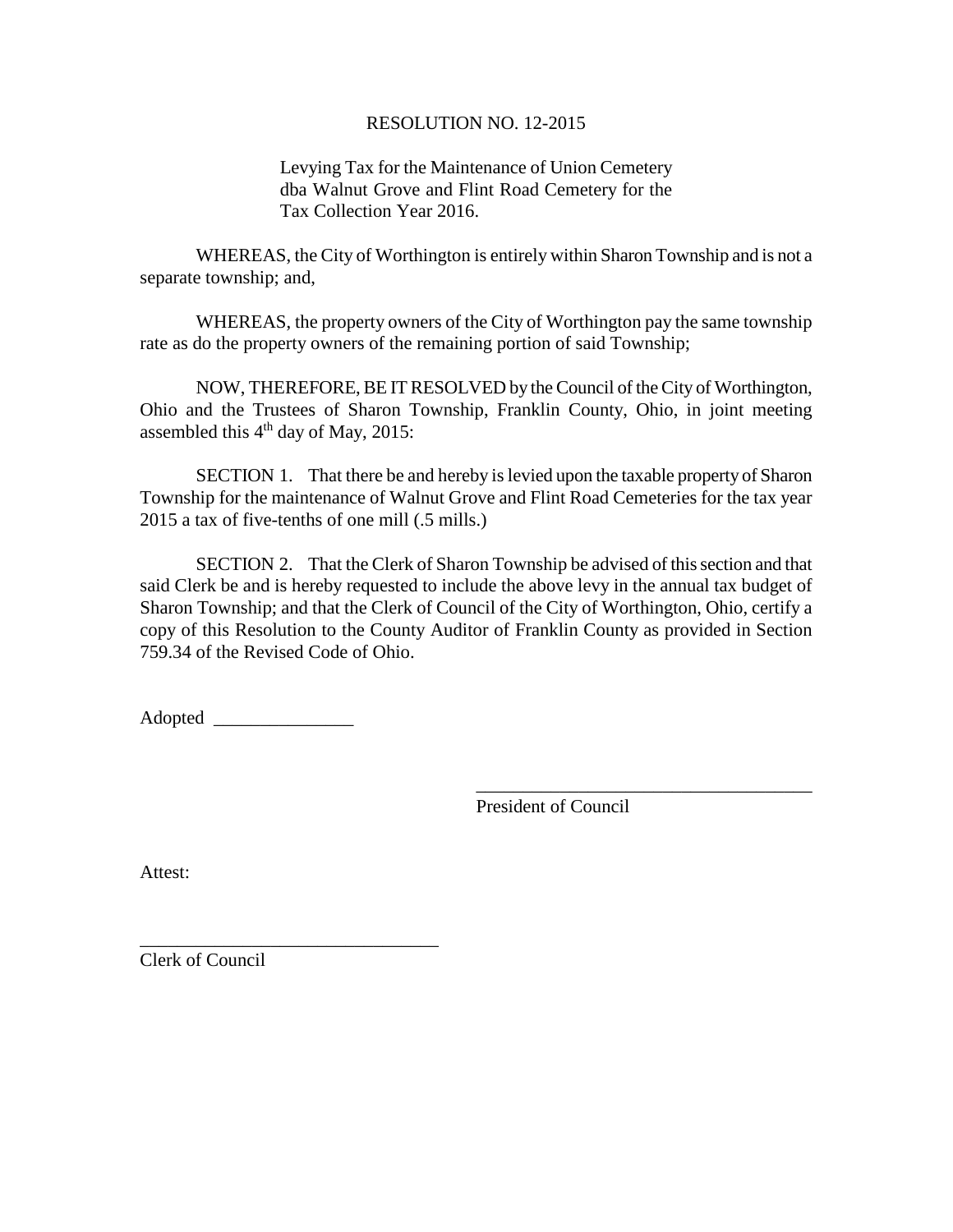RESOLUTION NO. 12-2015

Levying Tax for the Maintenance of Union Cemetery dba Walnut Grove and Flint Road Cemetery for the Tax Collection Year 2016.

WHEREAS, the City of Worthington is entirely within Sharon Township and is not a separate township; and,

WHEREAS, the property owners of the City of Worthington pay the same township rate as do the property owners of the remaining portion of said Township;

NOW, THEREFORE, BE IT RESOLVED by the Council of the City of Worthington, Ohio and the Trustees of Sharon Township, Franklin County, Ohio, in joint meeting assembled this 4th day of May, 2015:

SECTION 1. That there be and hereby is levied upon the taxable property of Sharon Township for the maintenance of Walnut Grove and Flint Road Cemeteries for the tax year 2015 a tax of five-tenths of one mill (.5 mills.)

SECTION 2. That the Clerk of Sharon Township be advised of this section and that said Clerk be and is hereby requested to include the above levy in the annual tax budget of Sharon Township; and that the Clerk of Council of the City of Worthington, Ohio, certify a copy of this Resolution to the County Auditor of Franklin County as provided in Section 759.34 of the Revised Code of Ohio.

Adopted _______________

_____________________________________
President of Council

Attest:

________________________________
Clerk of Council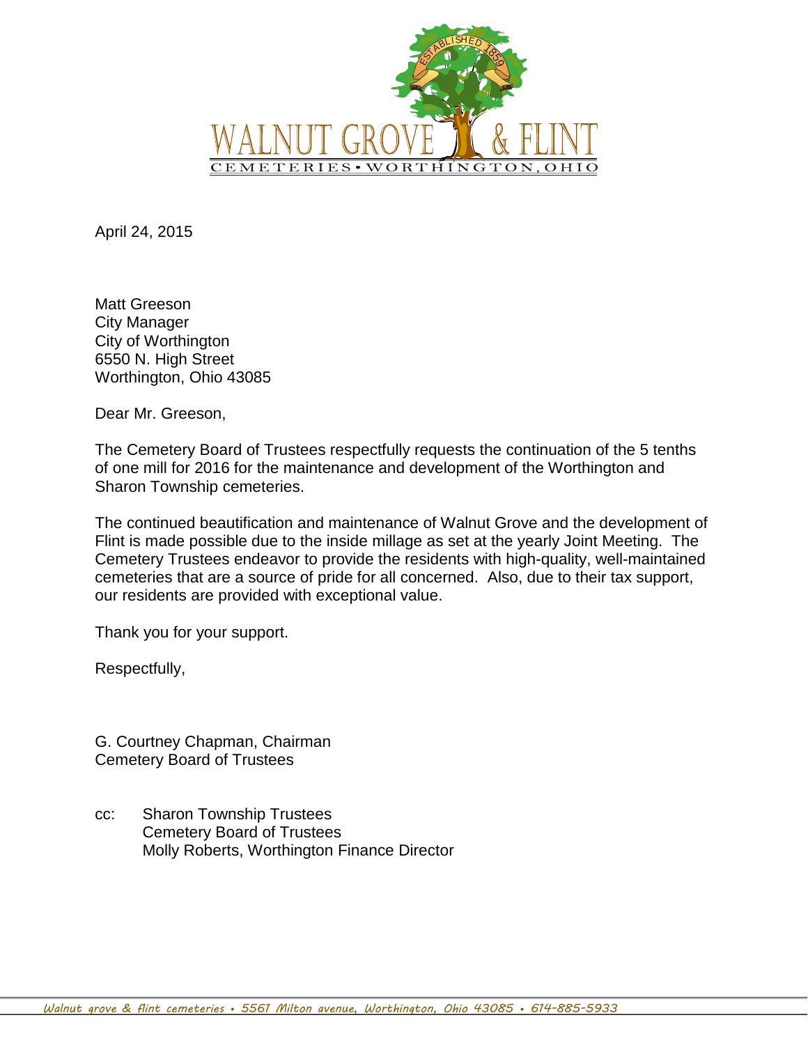WALNUT GROVE & FLINT

CEMETERIES • WORTHINGTON, OHIO

ESTABLISHED 1859

April 24, 2015

Matt Greeson
City Manager
City of Worthington
6550 N. High Street
Worthington, Ohio 43085

Dear Mr. Greeson,

The Cemetery Board of Trustees respectfully requests the continuation of the 5 tenths of one mill for 2016 for the maintenance and development of the Worthington and Sharon Township cemeteries.

The continued beautification and maintenance of Walnut Grove and the development of Flint is made possible due to the inside millage as set at the yearly Joint Meeting. The Cemetery Trustees endeavor to provide the residents with high-quality, well-maintained cemeteries that are a source of pride for all concerned. Also, due to their tax support, our residents are provided with exceptional value.

Thank you for your support.

Respectfully,

G. Courtney Chapman, Chairman
Cemetery Board of Trustees

cc: Sharon Township Trustees
Cemetery Board of Trustees
Molly Roberts, Worthington Finance Director

Walnut grove & flint cemeteries • 5561 Milton avenue, Worthington, Ohio 43085 • 614-885-5933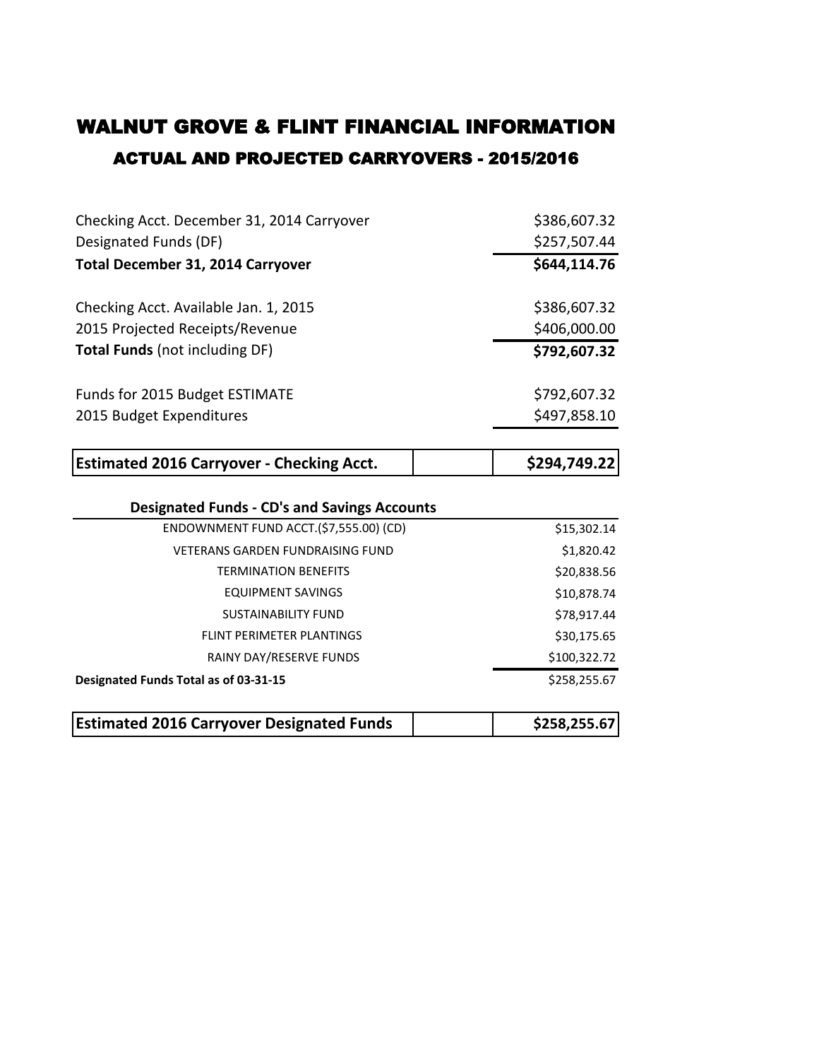# WALNUT GROVE & FLINT FINANCIAL INFORMATION

## ACTUAL AND PROJECTED CARRYOVERS - 2015/2016

| | |
|---|---|
| Checking Acct. December 31, 2014 Carryover | $386,607.32 |
| Designated Funds (DF) | $257,507.44 |
| **Total December 31, 2014 Carryover** | **$644,114.76** |
| | |
| Checking Acct. Available Jan. 1, 2015 | $386,607.32 |
| 2015 Projected Receipts/Revenue | $406,000.00 |
| **Total Funds** (not including DF) | **$792,607.32** |
| | |
| Funds for 2015 Budget ESTIMATE | $792,607.32 |
| 2015 Budget Expenditures | $497,858.10 |
| | |
| **Estimated 2016 Carryover - Checking Acct.** | **$294,749.22** |

| **Designated Funds - CD's and Savings Accounts** | |
|---|---|
| ENDOWNMENT FUND ACCT.($7,555.00) (CD) | $15,302.14 |
| VETERANS GARDEN FUNDRAISING FUND | $1,820.42 |
| TERMINATION BENEFITS | $20,838.56 |
| EQUIPMENT SAVINGS | $10,878.74 |
| SUSTAINABILITY FUND | $78,917.44 |
| FLINT PERIMETER PLANTINGS | $30,175.65 |
| RAINY DAY/RESERVE FUNDS | $100,322.72 |
| **Designated Funds Total as of 03-31-15** | $258,255.67 |
| | |
| **Estimated 2016 Carryover Designated Funds** | **$258,255.67** |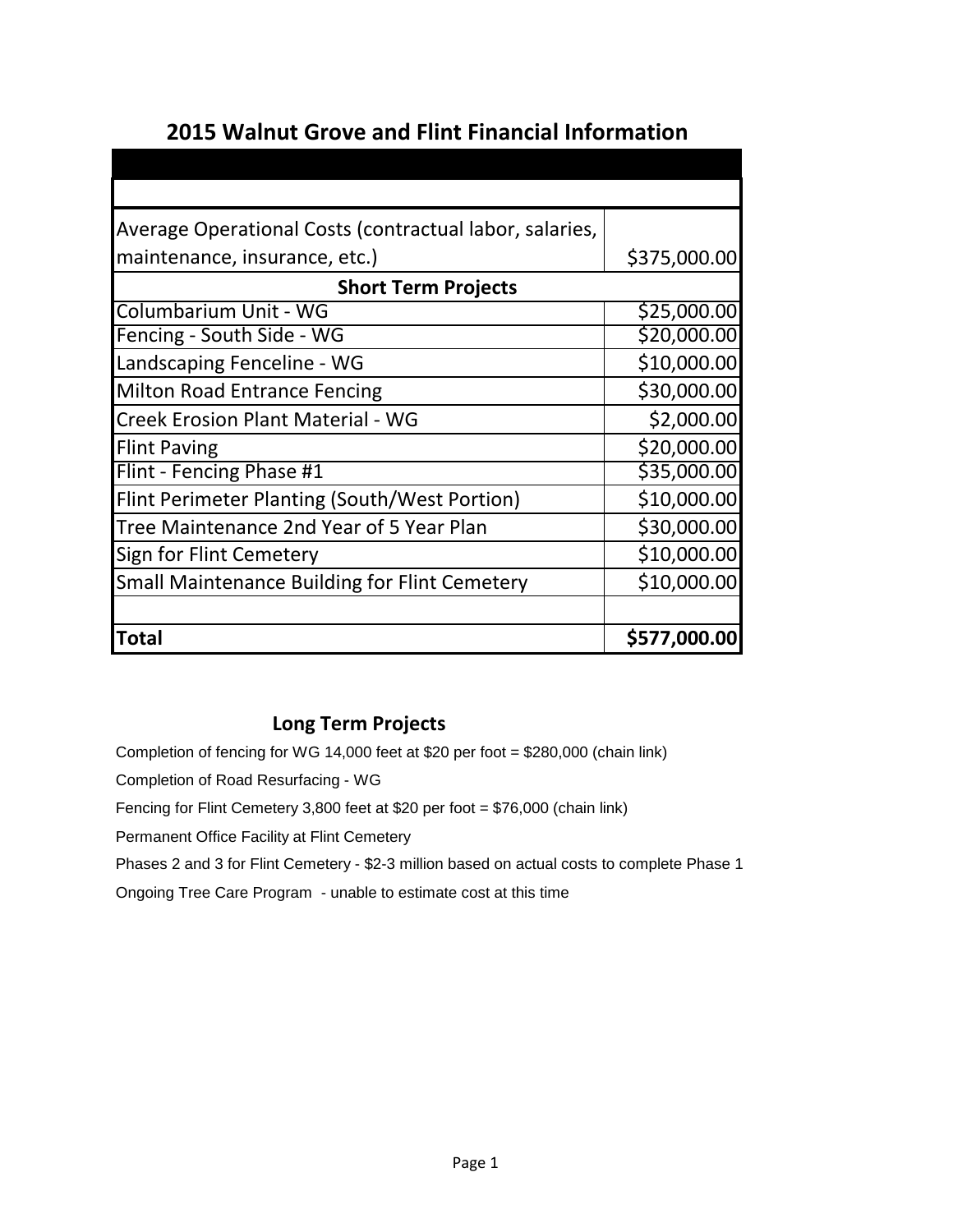# 2015 Walnut Grove and Flint Financial Information

| | |
|---|---|
| | |
| Average Operational Costs (contractual labor, salaries, maintenance, insurance, etc.) | $375,000.00 |
| **Short Term Projects** | |
| Columbarium Unit - WG | $25,000.00 |
| Fencing - South Side - WG | $20,000.00 |
| Landscaping Fenceline - WG | $10,000.00 |
| Milton Road Entrance Fencing | $30,000.00 |
| Creek Erosion Plant Material - WG | $2,000.00 |
| Flint Paving | $20,000.00 |
| Flint - Fencing Phase #1 | $35,000.00 |
| Flint Perimeter Planting (South/West Portion) | $10,000.00 |
| Tree Maintenance 2nd Year of 5 Year Plan | $30,000.00 |
| Sign for Flint Cemetery | $10,000.00 |
| Small Maintenance Building for Flint Cemetery | $10,000.00 |
| | |
| **Total** | **$577,000.00** |

## Long Term Projects

Completion of fencing for WG 14,000 feet at $20 per foot = $280,000 (chain link)

Completion of Road Resurfacing - WG

Fencing for Flint Cemetery 3,800 feet at $20 per foot = $76,000 (chain link)

Permanent Office Facility at Flint Cemetery

Phases 2 and 3 for Flint Cemetery - $2-3 million based on actual costs to complete Phase 1

Ongoing Tree Care Program - unable to estimate cost at this time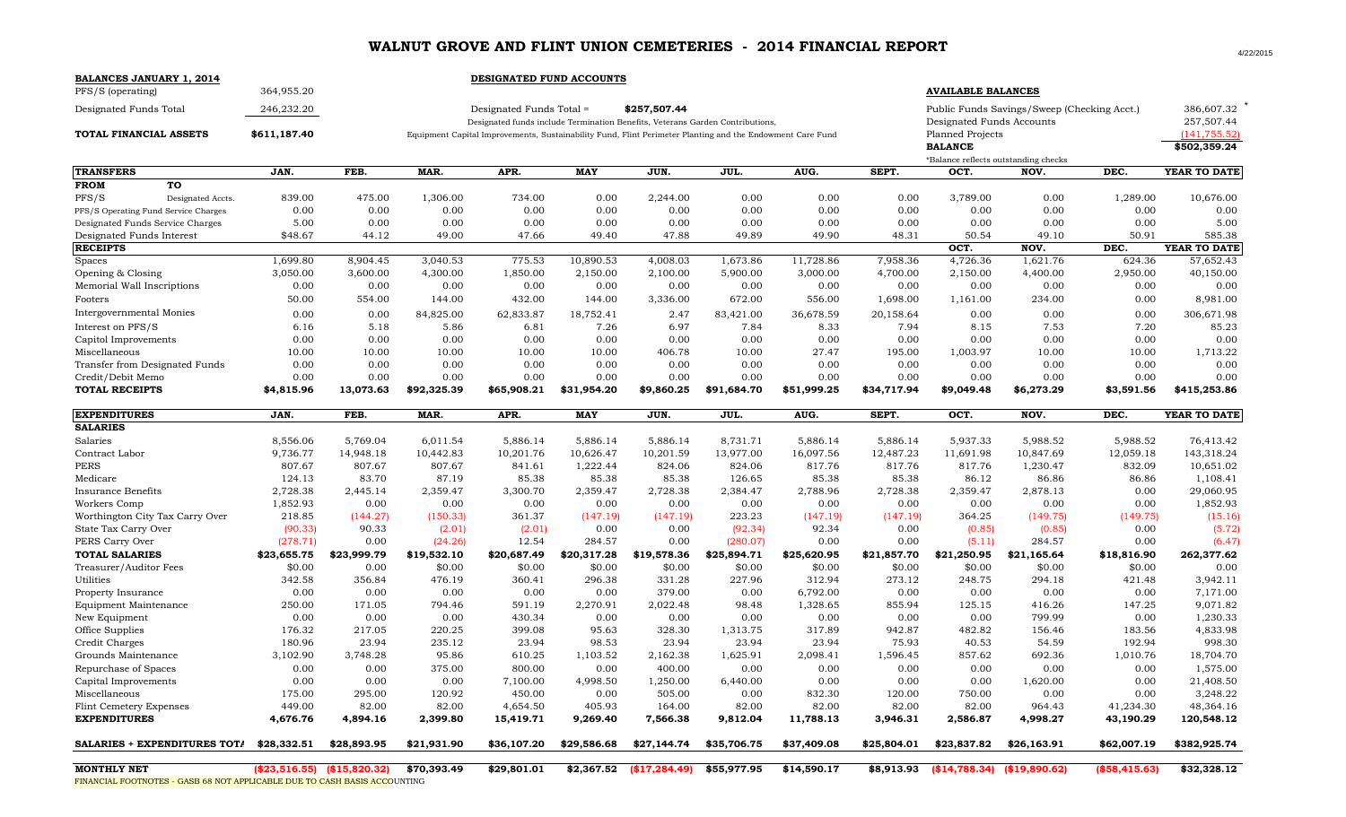# WALNUT GROVE AND FLINT UNION CEMETERIES - 2014 FINANCIAL REPORT

4/22/2015

**BALANCES JANUARY 1, 2014**

| | |
|---|---|
| PFS/S (operating) | 364,955.20 |
| Designated Funds Total | 246,232.20 |
| **TOTAL FINANCIAL ASSETS** | **$611,187.40** |

**DESIGNATED FUND ACCOUNTS**

Designated Funds Total = **$257,507.44**

Designated funds include Termination Benefits, Veterans Garden Contributions, Equipment Capital Improvements, Sustainability Fund, Flint Perimeter Planting and the Endowment Care Fund

**AVAILABLE BALANCES**

| | |
|---|---|
| Public Funds Savings/Sweep (Checking Acct.) | 386,607.32 * |
| Designated Funds Accounts | 257,507.44 |
| Planned Projects | (141,755.52) |
| **BALANCE** | **$502,359.24** |

*Balance reflects outstanding checks

| TRANSFERS | JAN. | FEB. | MAR. | APR. | MAY | JUN. | JUL. | AUG. | SEPT. | OCT. | NOV. | DEC. | YEAR TO DATE |
|---|---|---|---|---|---|---|---|---|---|---|---|---|---|
| **FROM** / **TO** | | | | | | | | | | | | | |
| PFS/S / Designated Accts. | 839.00 | 475.00 | 1,306.00 | 734.00 | 0.00 | 2,244.00 | 0.00 | 0.00 | 0.00 | 3,789.00 | 0.00 | 1,289.00 | 10,676.00 |
| PFS/S Operating Fund Service Charges | 0.00 | 0.00 | 0.00 | 0.00 | 0.00 | 0.00 | 0.00 | 0.00 | 0.00 | 0.00 | 0.00 | 0.00 | 0.00 |
| Designated Funds Service Charges | 5.00 | 0.00 | 0.00 | 0.00 | 0.00 | 0.00 | 0.00 | 0.00 | 0.00 | 0.00 | 0.00 | 0.00 | 5.00 |
| Designated Funds Interest | $48.67 | 44.12 | 49.00 | 47.66 | 49.40 | 47.88 | 49.89 | 49.90 | 48.31 | 50.54 | 49.10 | 50.91 | 585.38 |

| RECEIPTS | JAN. | FEB. | MAR. | APR. | MAY | JUN. | JUL. | AUG. | SEPT. | OCT. | NOV. | DEC. | YEAR TO DATE |
|---|---|---|---|---|---|---|---|---|---|---|---|---|---|
| Spaces | 1,699.80 | 8,904.45 | 3,040.53 | 775.53 | 10,890.53 | 4,008.03 | 1,673.86 | 11,728.86 | 7,958.36 | 4,726.36 | 1,621.76 | 624.36 | 57,652.43 |
| Opening & Closing | 3,050.00 | 3,600.00 | 4,300.00 | 1,850.00 | 2,150.00 | 2,100.00 | 5,900.00 | 3,000.00 | 4,700.00 | 2,150.00 | 4,400.00 | 2,950.00 | 40,150.00 |
| Memorial Wall Inscriptions | 0.00 | 0.00 | 0.00 | 0.00 | 0.00 | 0.00 | 0.00 | 0.00 | 0.00 | 0.00 | 0.00 | 0.00 | 0.00 |
| Footers | 50.00 | 554.00 | 144.00 | 432.00 | 144.00 | 3,336.00 | 672.00 | 556.00 | 1,698.00 | 1,161.00 | 234.00 | 0.00 | 8,981.00 |
| Intergovernmental Monies | 0.00 | 0.00 | 84,825.00 | 62,833.87 | 18,752.41 | 2.47 | 83,421.00 | 36,678.59 | 20,158.64 | 0.00 | 0.00 | 0.00 | 306,671.98 |
| Interest on PFS/S | 6.16 | 5.18 | 5.86 | 6.81 | 7.26 | 6.97 | 7.84 | 8.33 | 7.94 | 8.15 | 7.53 | 7.20 | 85.23 |
| Capitol Improvements | 0.00 | 0.00 | 0.00 | 0.00 | 0.00 | 0.00 | 0.00 | 0.00 | 0.00 | 0.00 | 0.00 | 0.00 | 0.00 |
| Miscellaneous | 10.00 | 10.00 | 10.00 | 10.00 | 10.00 | 406.78 | 10.00 | 27.47 | 195.00 | 1,003.97 | 10.00 | 10.00 | 1,713.22 |
| Transfer from Designated Funds | 0.00 | 0.00 | 0.00 | 0.00 | 0.00 | 0.00 | 0.00 | 0.00 | 0.00 | 0.00 | 0.00 | 0.00 | 0.00 |
| Credit/Debit Memo | 0.00 | 0.00 | 0.00 | 0.00 | 0.00 | 0.00 | 0.00 | 0.00 | 0.00 | 0.00 | 0.00 | 0.00 | 0.00 |
| **TOTAL RECEIPTS** | **$4,815.96** | **13,073.63** | **$92,325.39** | **$65,908.21** | **$31,954.20** | **$9,860.25** | **$91,684.70** | **$51,999.25** | **$34,717.94** | **$9,049.48** | **$6,273.29** | **$3,591.56** | **$415,253.86** |

| EXPENDITURES | JAN. | FEB. | MAR. | APR. | MAY | JUN. | JUL. | AUG. | SEPT. | OCT. | NOV. | DEC. | YEAR TO DATE |
|---|---|---|---|---|---|---|---|---|---|---|---|---|---|
| **SALARIES** | | | | | | | | | | | | | |
| Salaries | 8,556.06 | 5,769.04 | 6,011.54 | 5,886.14 | 5,886.14 | 5,886.14 | 8,731.71 | 5,886.14 | 5,886.14 | 5,937.33 | 5,988.52 | 5,988.52 | 76,413.42 |
| Contract Labor | 9,736.77 | 14,948.18 | 10,442.83 | 10,201.76 | 10,626.47 | 10,201.59 | 13,977.00 | 16,097.56 | 12,487.23 | 11,691.98 | 10,847.69 | 12,059.18 | 143,318.24 |
| PERS | 807.67 | 807.67 | 807.67 | 841.61 | 1,222.44 | 824.06 | 824.06 | 817.76 | 817.76 | 817.76 | 1,230.47 | 832.09 | 10,651.02 |
| Medicare | 124.13 | 83.70 | 87.19 | 85.38 | 85.38 | 85.38 | 126.65 | 85.38 | 85.38 | 86.12 | 86.86 | 86.86 | 1,108.41 |
| Insurance Benefits | 2,728.38 | 2,445.14 | 2,359.47 | 3,300.70 | 2,359.47 | 2,728.38 | 2,384.47 | 2,788.96 | 2,728.38 | 2,359.47 | 2,878.13 | 0.00 | 29,060.95 |
| Workers Comp | 1,852.93 | 0.00 | 0.00 | 0.00 | 0.00 | 0.00 | 0.00 | 0.00 | 0.00 | 0.00 | 0.00 | 0.00 | 1,852.93 |
| Worthington City Tax Carry Over | 218.85 | (144.27) | (150.33) | 361.37 | (147.19) | (147.19) | 223.23 | (147.19) | (147.19) | 364.25 | (149.75) | (149.75) | (15.16) |
| State Tax Carry Over | (90.33) | 90.33 | (2.01) | (2.01) | 0.00 | 0.00 | (92.34) | 92.34 | 0.00 | (0.85) | (0.85) | 0.00 | (5.72) |
| PERS Carry Over | (278.71) | 0.00 | (24.26) | 12.54 | 284.57 | 0.00 | (280.07) | 0.00 | 0.00 | (5.11) | 284.57 | 0.00 | (6.47) |
| **TOTAL SALARIES** | **$23,655.75** | **$23,999.79** | **$19,532.10** | **$20,687.49** | **$20,317.28** | **$19,578.36** | **$25,894.71** | **$25,620.95** | **$21,857.70** | **$21,250.95** | **$21,165.64** | **$18,816.90** | **262,377.62** |
| Treasurer/Auditor Fees | $0.00 | 0.00 | $0.00 | $0.00 | $0.00 | $0.00 | $0.00 | $0.00 | $0.00 | $0.00 | $0.00 | $0.00 | 0.00 |
| Utilities | 342.58 | 356.84 | 476.19 | 360.41 | 296.38 | 331.28 | 227.96 | 312.94 | 273.12 | 248.75 | 294.18 | 421.48 | 3,942.11 |
| Property Insurance | 0.00 | 0.00 | 0.00 | 0.00 | 0.00 | 379.00 | 0.00 | 6,792.00 | 0.00 | 0.00 | 0.00 | 0.00 | 7,171.00 |
| Equipment Maintenance | 250.00 | 171.05 | 794.46 | 591.19 | 2,270.91 | 2,022.48 | 98.48 | 1,328.65 | 855.94 | 125.15 | 416.26 | 147.25 | 9,071.82 |
| New Equipment | 0.00 | 0.00 | 0.00 | 430.34 | 0.00 | 0.00 | 0.00 | 0.00 | 0.00 | 0.00 | 799.99 | 0.00 | 1,230.33 |
| Office Supplies | 176.32 | 217.05 | 220.25 | 399.08 | 95.63 | 328.30 | 1,313.75 | 317.89 | 942.87 | 482.82 | 156.46 | 183.56 | 4,833.98 |
| Credit Charges | 180.96 | 23.94 | 235.12 | 23.94 | 98.53 | 23.94 | 23.94 | 23.94 | 75.93 | 40.53 | 54.59 | 192.94 | 998.30 |
| Grounds Maintenance | 3,102.90 | 3,748.28 | 95.86 | 610.25 | 1,103.52 | 2,162.38 | 1,625.91 | 2,098.41 | 1,596.45 | 857.62 | 692.36 | 1,010.76 | 18,704.70 |
| Repurchase of Spaces | 0.00 | 0.00 | 375.00 | 800.00 | 0.00 | 400.00 | 0.00 | 0.00 | 0.00 | 0.00 | 0.00 | 0.00 | 1,575.00 |
| Capital Improvements | 0.00 | 0.00 | 0.00 | 7,100.00 | 4,998.50 | 1,250.00 | 6,440.00 | 0.00 | 0.00 | 0.00 | 1,620.00 | 0.00 | 21,408.50 |
| Miscellaneous | 175.00 | 295.00 | 120.92 | 450.00 | 0.00 | 505.00 | 0.00 | 832.30 | 120.00 | 750.00 | 0.00 | 0.00 | 3,248.22 |
| Flint Cemetery Expenses | 449.00 | 82.00 | 82.00 | 4,654.50 | 405.93 | 164.00 | 82.00 | 82.00 | 82.00 | 82.00 | 964.43 | 41,234.30 | 48,364.16 |
| **EXPENDITURES** | **4,676.76** | **4,894.16** | **2,399.80** | **15,419.71** | **9,269.40** | **7,566.38** | **9,812.04** | **11,788.13** | **3,946.31** | **2,586.87** | **4,998.27** | **43,190.29** | **120,548.12** |
| **SALARIES + EXPENDITURES TOTAL** | **$28,332.51** | **$28,893.95** | **$21,931.90** | **$36,107.20** | **$29,586.68** | **$27,144.74** | **$35,706.75** | **$37,409.08** | **$25,804.01** | **$23,837.82** | **$26,163.91** | **$62,007.19** | **$382,925.74** |
| **MONTHLY NET** | **($23,516.55)** | **($15,820.32)** | **$70,393.49** | **$29,801.01** | **$2,367.52** | **($17,284.49)** | **$55,977.95** | **$14,590.17** | **$8,913.93** | **($14,788.34)** | **($19,890.62)** | **($58,415.63)** | **$32,328.12** |

FINANCIAL FOOTNOTES - GASB 68 NOT APPLICABLE DUE TO CASH BASIS ACCOUNTING